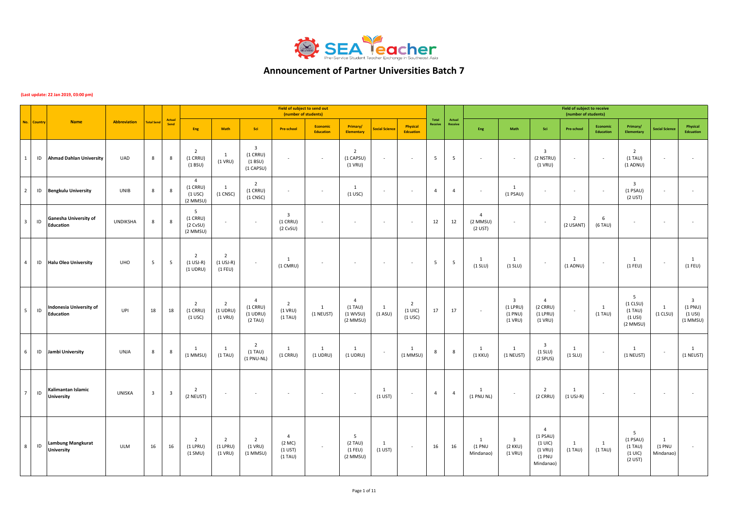# Announcement of Partner Universities Batch 7

**(Last update: 22 Jan 2019, 03:00 pm)**

| No. | Country | Name | Abbreviation | Total Send | Actual Send | Field of subject to send out (number of students) | | | | | | | | Total Receive | Actual Receive | Field of subject to receive (number of students) | | | | | | | |
|---|---|---|---|---|---|---|---|---|---|---|---|---|---|---|---|---|---|---|---|---|---|---|---|
| | | | | | | Eng | Math | Sci | Pre-school | Economic Education | Primary/ Elementary | Social Science | Physical Edcuation | | | Eng | Math | Sci | Pre-school | Economic Education | Primary/ Elementary | Social Science | Physical Edcuation |
| 1 | ID | **Ahmad Dahlan University** | UAD | 8 | 8 | 2 (1 CRRU) (1 BSU) | 1 (1 VRU) | 3 (1 CRRU) (1 BSU) (1 CAPSU) | - | - | 2 (1 CAPSU) (1 VRU) | - | - | 5 | 5 | - | - | 3 (2 NSTRU) (1 VRU) | - | - | 2 (1 TAU) (1 ADNU) | - | - |
| 2 | ID | **Bengkulu University** | UNIB | 8 | 8 | 4 (1 CRRU) (1 USC) (2 MMSU) | 1 (1 CNSC) | 2 (1 CRRU) (1 CNSC) | - | - | 1 (1 USC) | - | - | 4 | 4 | - | 1 (1 PSAU) | - | - | - | 3 (1 PSAU) (2 UST) | - | - |
| 3 | ID | **Ganesha University of Education** | UNDIKSHA | 8 | 8 | 5 (1 CRRU) (2 CvSU) (2 MMSU) | - | - | 3 (1 CRRU) (2 CvSU) | - | - | - | - | 12 | 12 | 4 (2 MMSU) (2 UST) | - | - | 2 (2 USANT) | 6 (6 TAU) | - | - | - |
| 4 | ID | **Halu Oleo University** | UHO | 5 | 5 | 2 (1 USJ-R) (1 UDRU) | 2 (1 USJ-R) (1 FEU) | - | 1 (1 CMRU) | - | - | - | - | 5 | 5 | 1 (1 SLU) | 1 (1 SLU) | - | 1 (1 ADNU) | - | 1 (1 FEU) | - | 1 (1 FEU) |
| 5 | ID | **Indonesia University of Education** | UPI | 18 | 18 | 2 (1 CRRU) (1 USC) | 2 (1 UDRU) (1 VRU) | 4 (1 CRRU) (1 UDRU) (2 TAU) | 2 (1 VRU) (1 TAU) | 1 (1 NEUST) | 4 (1 TAU) (1 WVSU) (2 MMSU) | 1 (1 ASU) | 2 (1 UIC) (1 USC) | 17 | 17 | - | 3 (1 LPRU) (1 PNU) (1 VRU) | 4 (2 CRRU) (1 LPRU) (1 VRU) | - | 1 (1 TAU) | 5 (1 CLSU) (1 TAU) (1 USI) (2 MMSU) | 1 (1 CLSU) | 3 (1 PNU) (1 USI) (1 MMSU) |
| 6 | ID | **Jambi University** | UNJA | 8 | 8 | 1 (1 MMSU) | 1 (1 TAU) | 2 (1 TAU) (1 PNU-NL) | 1 (1 CRRU) | 1 (1 UDRU) | 1 (1 UDRU) | - | 1 (1 MMSU) | 8 | 8 | 1 (1 KKU) | 1 (1 NEUST) | 3 (1 SLU) (2 SPUS) | 1 (1 SLU) | - | 1 (1 NEUST) | - | 1 (1 NEUST) |
| 7 | ID | **Kalimantan Islamic University** | UNISKA | 3 | 3 | 2 (2 NEUST) | - | - | - | - | - | 1 (1 UST) | - | 4 | 4 | 1 (1 PNU NL) | - | 2 (2 CRRU) | 1 (1 USJ-R) | - | - | - | - |
| 8 | ID | **Lambung Mangkurat University** | ULM | 16 | 16 | 2 (1 LPRU) (1 SMU) | 2 (1 LPRU) (1 VRU) | 2 (1 VRU) (1 MMSU) | 4 (2 MC) (1 UST) (1 TAU) | - | 5 (2 TAU) (1 FEU) (2 MMSU) | 1 (1 UST) | - | 16 | 16 | 1 (1 PNU Mindanao) | 3 (2 KKU) (1 VRU) | 4 (1 PSAU) (1 UIC) (1 VRU) (1 PNU Mindanao) | 1 (1 TAU) | 1 (1 TAU) | 5 (1 PSAU) (1 TAU) (1 UIC) (2 UST) | 1 (1 PNU Mindanao) | - |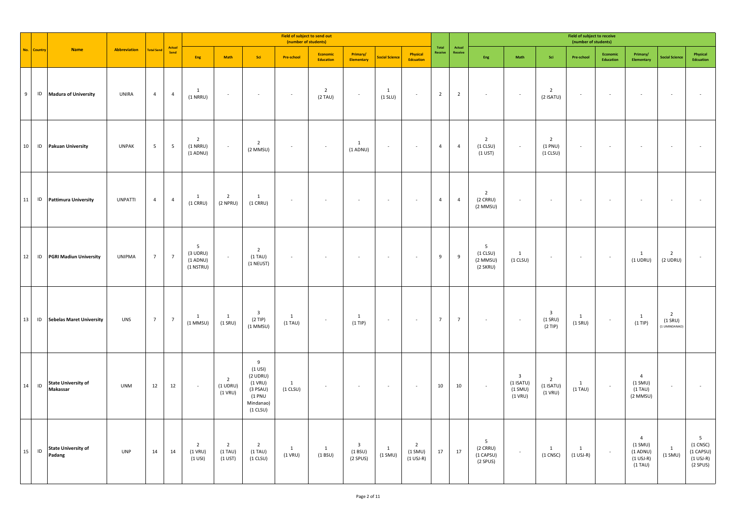| No. | Country | Name | Abbreviation | Total Send | Actual Send | Field of subject to send out (number of students) | | | | | | | | Total Receive | Actual Receive | Field of subject to receive (number of students) | | | | | | | |
|---|---|---|---|---|---|---|---|---|---|---|---|---|---|---|---|---|---|---|---|---|---|---|---|
| | | | | | | Eng | Math | Sci | Pre-school | Economic Education | Primary/ Elementary | Social Science | Physical Edcuation | | | Eng | Math | Sci | Pre-school | Economic Education | Primary/ Elementary | Social Science | Physical Edcuation |
| 9 | ID | Madura of University | UNIRA | 4 | 4 | 1 (1 NRRU) | - | - | - | 2 (2 TAU) | - | 1 (1 SLU) | - | 2 | 2 | - | - | 2 (2 ISATU) | - | - | - | - | - |
| 10 | ID | Pakuan University | UNPAK | 5 | 5 | 2 (1 NRRU) (1 ADNU) | - | 2 (2 MMSU) | - | - | 1 (1 ADNU) | - | - | 4 | 4 | 2 (1 CLSU) (1 UST) | - | 2 (1 PNU) (1 CLSU) | - | - | - | - | - |
| 11 | ID | Pattimura University | UNPATTI | 4 | 4 | 1 (1 CRRU) | 2 (2 NPRU) | 1 (1 CRRU) | - | - | - | - | - | 4 | 4 | 2 (2 CRRU) (2 MMSU) | - | - | - | - | - | - | - |
| 12 | ID | PGRI Madiun University | UNIPMA | 7 | 7 | 5 (3 UDRU) (1 ADNU) (1 NSTRU) | - | 2 (1 TAU) (1 NEUST) | - | - | - | - | - | 9 | 9 | 5 (1 CLSU) (2 MMSU) (2 SKRU) | 1 (1 CLSU) | - | - | - | 1 (1 UDRU) | 2 (2 UDRU) | - |
| 13 | ID | Sebelas Maret University | UNS | 7 | 7 | 1 (1 MMSU) | 1 (1 SRU) | 3 (2 TIP) (1 MMSU) | 1 (1 TAU) | - | 1 (1 TIP) | - | - | 7 | 7 | - | - | 3 (1 SRU) (2 TIP) | 1 (1 SRU) | - | 1 (1 TIP) | 2 (1 SRU) (1 UMINDANAO) | |
| 14 | ID | State University of Makassar | UNM | 12 | 12 | - | 2 (1 UDRU) (1 VRU) | 9 (1 USI) (2 UDRU) (1 VRU) (3 PSAU) (1 PNU Mindanao) (1 CLSU) | 1 (1 CLSU) | - | - | - | - | 10 | 10 | - | 3 (1 ISATU) (1 SMU) (1 VRU) | 2 (1 ISATU) (1 VRU) | 1 (1 TAU) | - | 4 (1 SMU) (1 TAU) (2 MMSU) | - | - |
| 15 | ID | State University of Padang | UNP | 14 | 14 | 2 (1 VRU) (1 USI) | 2 (1 TAU) (1 UST) | 2 (1 TAU) (1 CLSU) | 1 (1 VRU) | 1 (1 BSU) | 3 (1 BSU) (2 SPUS) | 1 (1 SMU) | 2 (1 SMU) (1 USJ-R) | 17 | 17 | 5 (2 CRRU) (1 CAPSU) (2 SPUS) | - | 1 (1 CNSC) | 1 (1 USJ-R) | - | 4 (1 SMU) (1 ADNU) (1 USJ-R) (1 TAU) | 1 (1 SMU) | 5 (1 CNSC) (1 CAPSU) (1 USJ-R) (2 SPUS) |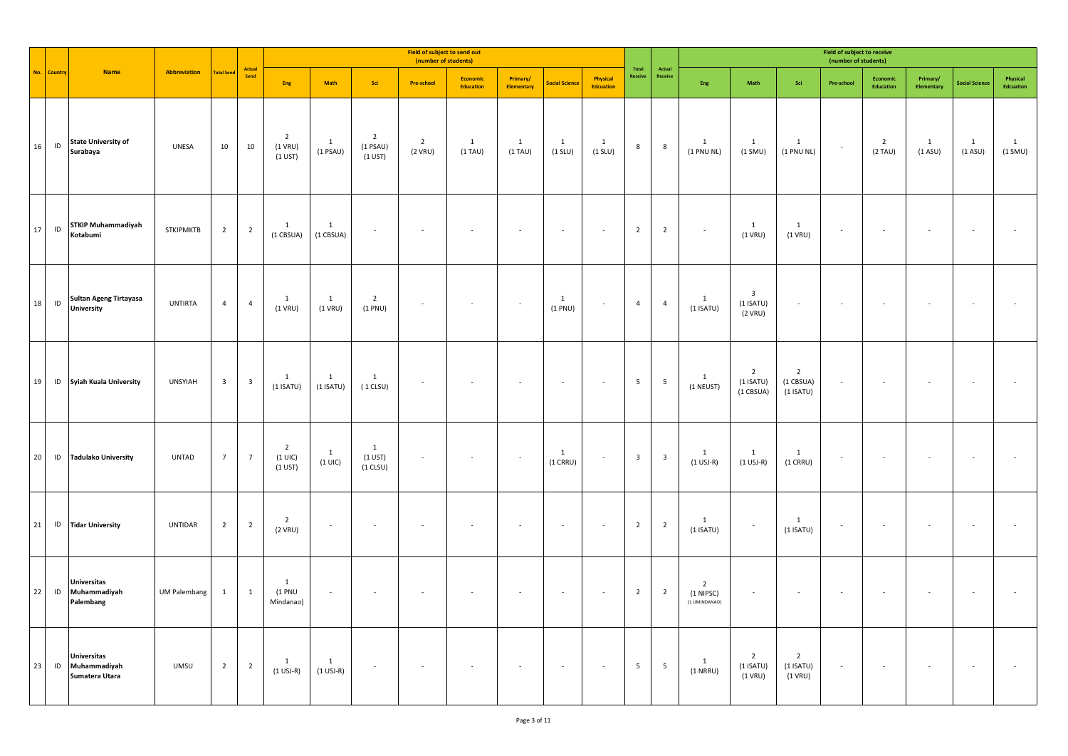| No. | Country | Name | Abbreviation | Total Send | Actual Send | Field of subject to send out (number of students) | | | | | | | | Total Receive | Actual Receive | Field of subject to receive (number of students) | | | | | | | |
|---|---|---|---|---|---|---|---|---|---|---|---|---|---|---|---|---|---|---|---|---|---|---|---|
| | | | | | | Eng | Math | Sci | Pre-school | Economic Education | Primary/ Elementary | Social Science | Physical Edcuation | | | Eng | Math | Sci | Pre-school | Economic Education | Primary/ Elementary | Social Science | Physical Edcuation |
| 16 | ID | State University of Surabaya | UNESA | 10 | 10 | 2 (1 VRU) (1 UST) | 1 (1 PSAU) | 2 (1 PSAU) (1 UST) | 2 (2 VRU) | 1 (1 TAU) | 1 (1 TAU) | 1 (1 SLU) | 1 (1 SLU) | 8 | 8 | 1 (1 PNU NL) | 1 (1 SMU) | 1 (1 PNU NL) | - | 2 (2 TAU) | 1 (1 ASU) | 1 (1 ASU) | 1 (1 SMU) |
| 17 | ID | STKIP Muhammadiyah Kotabumi | STKIPMKTB | 2 | 2 | 1 (1 CBSUA) | 1 (1 CBSUA) | - | - | - | - | - | - | 2 | 2 | - | 1 (1 VRU) | 1 (1 VRU) | - | - | - | - | - |
| 18 | ID | Sultan Ageng Tirtayasa University | UNTIRTA | 4 | 4 | 1 (1 VRU) | 1 (1 VRU) | 2 (1 PNU) | - | - | - | 1 (1 PNU) | - | 4 | 4 | 1 (1 ISATU) | 3 (1 ISATU) (2 VRU) | - | - | - | - | - | - |
| 19 | ID | Syiah Kuala University | UNSYIAH | 3 | 3 | 1 (1 ISATU) | 1 (1 ISATU) | 1 ( 1 CLSU) | - | - | - | - | - | 5 | 5 | 1 (1 NEUST) | 2 (1 ISATU) (1 CBSUA) | 2 (1 CBSUA) (1 ISATU) | - | - | - | - | - |
| 20 | ID | Tadulako University | UNTAD | 7 | 7 | 2 (1 UIC) (1 UST) | 1 (1 UIC) | 1 (1 UST) (1 CLSU) | - | - | - | 1 (1 CRRU) | - | 3 | 3 | 1 (1 USJ-R) | 1 (1 USJ-R) | 1 (1 CRRU) | - | - | - | - | - |
| 21 | ID | Tidar University | UNTIDAR | 2 | 2 | 2 (2 VRU) | - | - | - | - | - | - | - | 2 | 2 | 1 (1 ISATU) | - | 1 (1 ISATU) | - | - | - | - | - |
| 22 | ID | Universitas Muhammadiyah Palembang | UM Palembang | 1 | 1 | 1 (1 PNU Mindanao) | - | - | - | - | - | - | - | 2 | 2 | 2 (1 NIPSC) (1 UMINDANAO) | - | - | - | - | - | - | - |
| 23 | ID | Universitas Muhammadiyah Sumatera Utara | UMSU | 2 | 2 | 1 (1 USJ-R) | 1 (1 USJ-R) | - | - | - | - | - | - | 5 | 5 | 1 (1 NRRU) | 2 (1 ISATU) (1 VRU) | 2 (1 ISATU) (1 VRU) | - | - | - | - | - |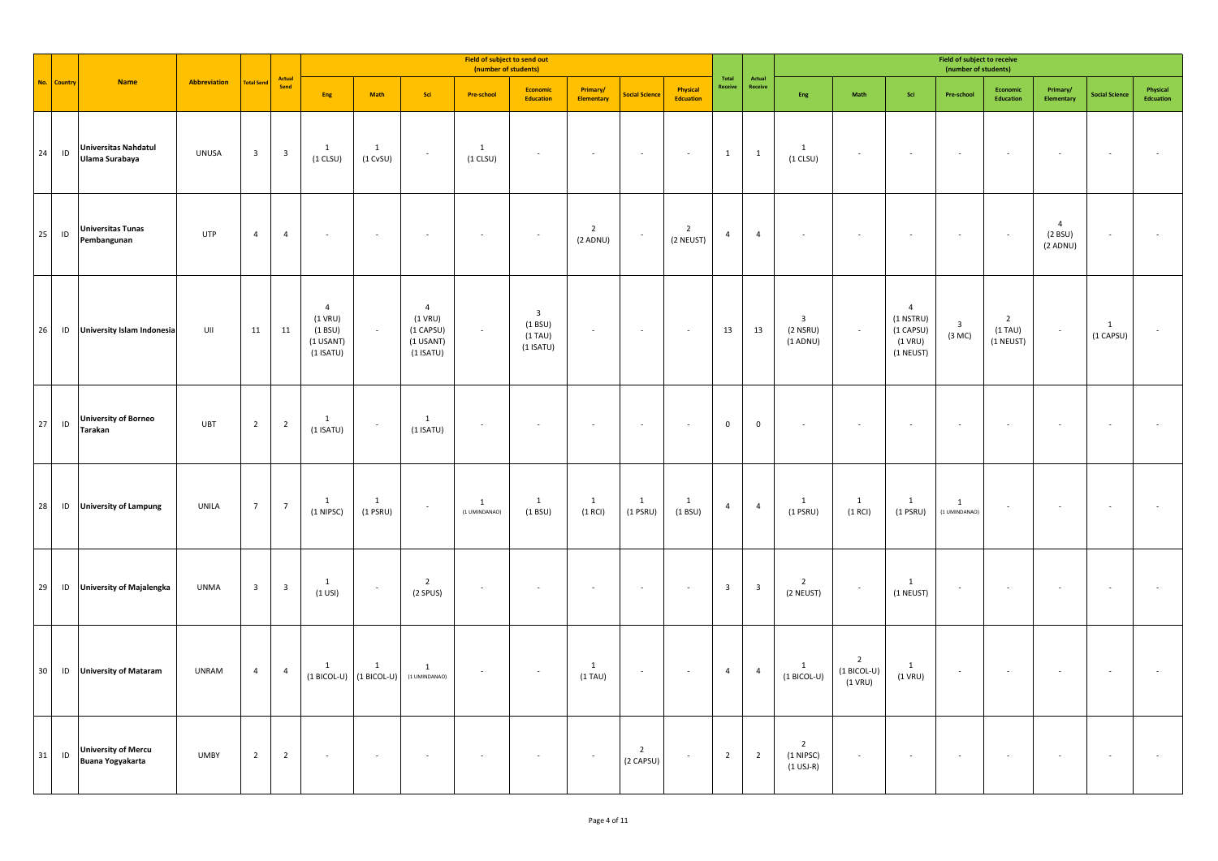| No. | Country | Name | Abbreviation | Total Send | Actual Send | Field of subject to send out (number of students) | | | | | | | | Total Receive | Actual Receive | Field of subject to receive (number of students) | | | | | | | |
|---|---|---|---|---|---|---|---|---|---|---|---|---|---|---|---|---|---|---|---|---|---|---|---|
| | | | | | | Eng | Math | Sci | Pre-school | Economic Education | Primary/ Elementary | Social Science | Physical Edcuation | | | Eng | Math | Sci | Pre-school | Economic Education | Primary/ Elementary | Social Science | Physical Edcuation |
| 24 | ID | Universitas Nahdatul Ulama Surabaya | UNUSA | 3 | 3 | 1 (1 CLSU) | 1 (1 CvSU) | - | 1 (1 CLSU) | - | - | - | - | 1 | 1 | 1 (1 CLSU) | - | - | - | - | - | - | - |
| 25 | ID | Universitas Tunas Pembangunan | UTP | 4 | 4 | - | - | - | - | - | 2 (2 ADNU) | - | 2 (2 NEUST) | 4 | 4 | - | - | - | - | - | 4 (2 BSU) (2 ADNU) | - | - |
| 26 | ID | University Islam Indonesia | UII | 11 | 11 | 4 (1 VRU) (1 BSU) (1 USANT) (1 ISATU) | - | 4 (1 VRU) (1 CAPSU) (1 USANT) (1 ISATU) | - | 3 (1 BSU) (1 TAU) (1 ISATU) | - | - | - | 13 | 13 | 3 (2 NSRU) (1 ADNU) | - | 4 (1 NSTRU) (1 CAPSU) (1 VRU) (1 NEUST) | 3 (3 MC) | 2 (1 TAU) (1 NEUST) | - | 1 (1 CAPSU) | - |
| 27 | ID | University of Borneo Tarakan | UBT | 2 | 2 | 1 (1 ISATU) | - | 1 (1 ISATU) | - | - | - | - | - | 0 | 0 | - | - | - | - | - | - | - | - |
| 28 | ID | University of Lampung | UNILA | 7 | 7 | 1 (1 NIPSC) | 1 (1 PSRU) | - | 1 (1 UMINDANAO) | 1 (1 BSU) | 1 (1 RCI) | 1 (1 PSRU) | 1 (1 BSU) | 4 | 4 | 1 (1 PSRU) | 1 (1 RCI) | 1 (1 PSRU) | 1 (1 UMINDANAO) | - | - | - | - |
| 29 | ID | University of Majalengka | UNMA | 3 | 3 | 1 (1 USI) | - | 2 (2 SPUS) | - | - | - | - | - | 3 | 3 | 2 (2 NEUST) | - | 1 (1 NEUST) | - | - | - | - | - |
| 30 | ID | University of Mataram | UNRAM | 4 | 4 | 1 (1 BICOL-U) | 1 (1 BICOL-U) | 1 (1 UMINDANAO) | - | - | 1 (1 TAU) | - | - | 4 | 4 | 1 (1 BICOL-U) | 2 (1 BICOL-U) (1 VRU) | 1 (1 VRU) | - | - | - | - | - |
| 31 | ID | University of Mercu Buana Yogyakarta | UMBY | 2 | 2 | - | - | - | - | - | - | 2 (2 CAPSU) | - | 2 | 2 | 2 (1 NIPSC) (1 USJ-R) | - | - | - | - | - | - | - |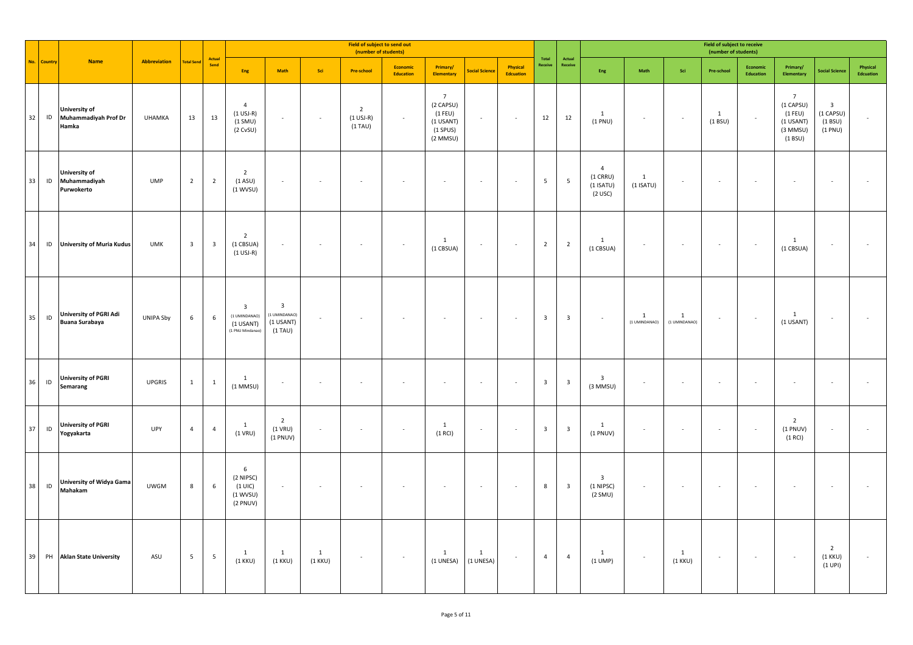| No. | Country | Name | Abbreviation | Total Send | Actual Send | Field of subject to send out (number of students) | | | | | | | | Total Receive | Actual Receive | Field of subject to receive (number of students) | | | | | | | |
|---|---|---|---|---|---|---|---|---|---|---|---|---|---|---|---|---|---|---|---|---|---|---|---|
| | | | | | | Eng | Math | Sci | Pre-school | Economic Education | Primary/ Elementary | Social Science | Physical Edcuation | | | Eng | Math | Sci | Pre-school | Economic Education | Primary/ Elementary | Social Science | Physical Edcuation |
| 32 | ID | **University of Muhammadiyah Prof Dr Hamka** | UHAMKA | 13 | 13 | 4 (1 USJ-R) (1 SMU) (2 CvSU) | - | - | 2 (1 USJ-R) (1 TAU) | - | 7 (2 CAPSU) (1 FEU) (1 USANT) (1 SPUS) (2 MMSU) | - | - | 12 | 12 | 1 (1 PNU) | - | - | 1 (1 BSU) | - | 7 (1 CAPSU) (1 FEU) (1 USANT) (3 MMSU) (1 BSU) | 3 (1 CAPSU) (1 BSU) (1 PNU) | - |
| 33 | ID | **University of Muhammadiyah Purwokerto** | UMP | 2 | 2 | 2 (1 ASU) (1 WVSU) | - | - | - | - | - | - | - | 5 | 5 | 4 (1 CRRU) (1 ISATU) (2 USC) | 1 (1 ISATU) | - | - | - | - | - | - |
| 34 | ID | **University of Muria Kudus** | UMK | 3 | 3 | 2 (1 CBSUA) (1 USJ-R) | - | - | - | - | 1 (1 CBSUA) | - | - | 2 | 2 | 1 (1 CBSUA) | - | - | - | - | 1 (1 CBSUA) | - | - |
| 35 | ID | **University of PGRI Adi Buana Surabaya** | UNIPA Sby | 6 | 6 | 3 (1 UMINDANAO) (1 USANT) (1 PNU Mindanao) | 3 (1 UMINDANAO) (1 USANT) (1 TAU) | - | - | - | - | - | - | 3 | 3 | - | 1 (1 UMINDANAO) | 1 (1 UMINDANAO) | - | - | 1 (1 USANT) | - | - |
| 36 | ID | **University of PGRI Semarang** | UPGRIS | 1 | 1 | 1 (1 MMSU) | - | - | - | - | - | - | - | 3 | 3 | 3 (3 MMSU) | - | - | - | - | - | - | - |
| 37 | ID | **University of PGRI Yogyakarta** | UPY | 4 | 4 | 1 (1 VRU) | 2 (1 VRU) (1 PNUV) | - | - | - | 1 (1 RCI) | - | - | 3 | 3 | 1 (1 PNUV) | - | - | - | - | 2 (1 PNUV) (1 RCI) | - | - |
| 38 | ID | **University of Widya Gama Mahakam** | UWGM | 8 | 6 | 6 (2 NIPSC) (1 UIC) (1 WVSU) (2 PNUV) | - | - | - | - | - | - | - | 8 | 3 | 3 (1 NIPSC) (2 SMU) | - | - | - | - | - | - | - |
| 39 | PH | **Aklan State University** | ASU | 5 | 5 | 1 (1 KKU) | 1 (1 KKU) | 1 (1 KKU) | - | - | 1 (1 UNESA) | 1 (1 UNESA) | - | 4 | 4 | 1 (1 UMP) | - | 1 (1 KKU) | - | - | - | 2 (1 KKU) (1 UPI) | - |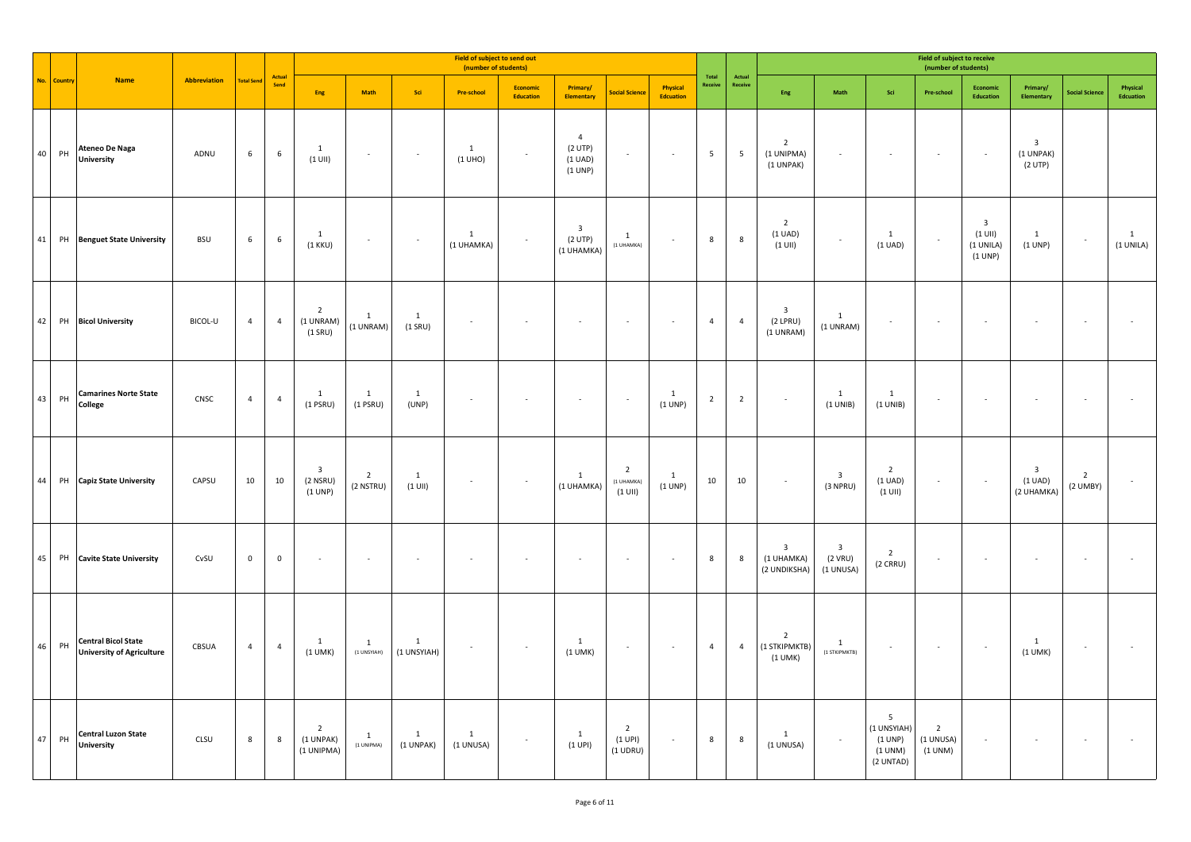| No. | Country | Name | Abbreviation | Total Send | Actual Send | Field of subject to send out (number of students) | | | | | | | | Total Receive | Actual Receive | Field of subject to receive (number of students) | | | | | | | |
|---|---|---|---|---|---|---|---|---|---|---|---|---|---|---|---|---|---|---|---|---|---|---|---|
| | | | | | | Eng | Math | Sci | Pre-school | Economic Education | Primary/ Elementary | Social Science | Physical Edcuation | | | Eng | Math | Sci | Pre-school | Economic Education | Primary/ Elementary | Social Science | Physical Edcuation |
| 40 | PH | **Ateneo De Naga University** | ADNU | 6 | 6 | 1 (1 UII) | - | - | 1 (1 UHO) | - | 4 (2 UTP) (1 UAD) (1 UNP) | - | - | 5 | 5 | 2 (1 UNIPMA) (1 UNPAK) | - | - | - | - | 3 (1 UNPAK) (2 UTP) | | |
| 41 | PH | **Benguet State University** | BSU | 6 | 6 | 1 (1 KKU) | - | - | 1 (1 UHAMKA) | - | 3 (2 UTP) (1 UHAMKA) | 1 (1 UHAMKA) | - | 8 | 8 | 2 (1 UAD) (1 UII) | - | 1 (1 UAD) | - | 3 (1 UII) (1 UNILA) (1 UNP) | 1 (1 UNP) | - | 1 (1 UNILA) |
| 42 | PH | **Bicol University** | BICOL-U | 4 | 4 | 2 (1 UNRAM) (1 SRU) | 1 (1 UNRAM) | 1 (1 SRU) | - | - | - | - | - | 4 | 4 | 3 (2 LPRU) (1 UNRAM) | 1 (1 UNRAM) | - | - | - | - | - | - |
| 43 | PH | **Camarines Norte State College** | CNSC | 4 | 4 | 1 (1 PSRU) | 1 (1 PSRU) | 1 (UNP) | - | - | - | - | 1 (1 UNP) | 2 | 2 | - | 1 (1 UNIB) | 1 (1 UNIB) | - | - | - | - | - |
| 44 | PH | **Capiz State University** | CAPSU | 10 | 10 | 3 (2 NSRU) (1 UNP) | 2 (2 NSTRU) | 1 (1 UII) | - | - | 1 (1 UHAMKA) | 2 (1 UHAMKA) (1 UII) | 1 (1 UNP) | 10 | 10 | - | 3 (3 NPRU) | 2 (1 UAD) (1 UII) | - | - | 3 (1 UAD) (2 UHAMKA) | 2 (2 UMBY) | - |
| 45 | PH | **Cavite State University** | CvSU | 0 | 0 | - | - | - | - | - | - | - | - | 8 | 8 | 3 (1 UHAMKA) (2 UNDIKSHA) | 3 (2 VRU) (1 UNUSA) | 2 (2 CRRU) | - | - | - | - | - |
| 46 | PH | **Central Bicol State University of Agriculture** | CBSUA | 4 | 4 | 1 (1 UMK) | 1 (1 UNSYIAH) | 1 (1 UNSYIAH) | - | - | 1 (1 UMK) | - | - | 4 | 4 | 2 (1 STKIPMKTB) (1 UMK) | 1 (1 STKIPMKTB) | - | - | - | 1 (1 UMK) | - | - |
| 47 | PH | **Central Luzon State University** | CLSU | 8 | 8 | 2 (1 UNPAK) (1 UNIPMA) | 1 (1 UNIPMA) | 1 (1 UNPAK) | 1 (1 UNUSA) | - | 1 (1 UPI) | 2 (1 UPI) (1 UDRU) | - | 8 | 8 | 1 (1 UNUSA) | - | 5 (1 UNSYIAH) (1 UNP) (1 UNM) (2 UNTAD) | 2 (1 UNUSA) (1 UNM) | - | - | - | - |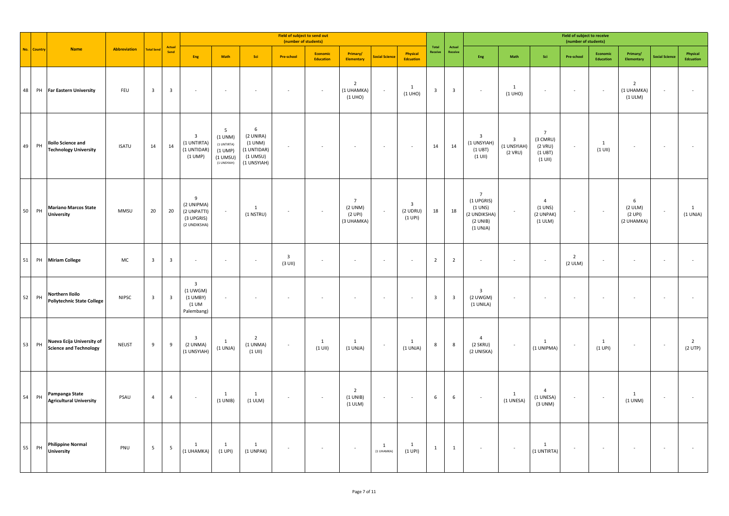| No. | Country | Name | Abbreviation | Total Send | Actual Send | Field of subject to send out (number of students) | | | | | | | | Total Receive | Actual Receive | Field of subject to receive (number of students) | | | | | | | |
|---|---|---|---|---|---|---|---|---|---|---|---|---|---|---|---|---|---|---|---|---|---|---|---|
| | | | | | | Eng | Math | Sci | Pre-school | Economic Education | Primary/ Elementary | Social Science | Physical Edcuation | | | Eng | Math | Sci | Pre-school | Economic Education | Primary/ Elementary | Social Science | Physical Edcuation |
| 48 | PH | **Far Eastern University** | FEU | 3 | 3 | - | - | - | - | - | 2 (1 UHAMKA) (1 UHO) | - | 1 (1 UHO) | 3 | 3 | - | 1 (1 UHO) | - | - | - | 2 (1 UHAMKA) (1 ULM) | - | - |
| 49 | PH | **Iloilo Science and Technology University** | ISATU | 14 | 14 | 3 (1 UNTIRTA) (1 UNTIDAR) (1 UMP) | 5 (1 UNM) (1 UNTIRTA) (1 UMP) (1 UMSU) (1 UNSYIAH) | 6 (2 UNIRA) (1 UNM) (1 UNTIDAR) (1 UMSU) (1 UNSYIAH) | - | - | - | - | - | 14 | 14 | 3 (1 UNSYIAH) (1 UBT) (1 UII) | 3 (1 UNSYIAH) (2 VRU) | 7 (3 CMRU) (2 VRU) (1 UBT) (1 UII) | - | 1 (1 UII) | - | - | - |
| 50 | PH | **Mariano Marcos State University** | MMSU | 20 | 20 | 9 (2 UNIPMA) (2 UNPATTI) (3 UPGRIS) (2 UNDIKSHA) | - | 1 (1 NSTRU) | - | - | 7 (2 UNM) (2 UPI) (3 UHAMKA) | - | 3 (2 UDRU) (1 UPI) | 18 | 18 | 7 (1 UPGRIS) (1 UNS) (2 UNDIKSHA) (2 UNIB) (1 UNJA) | - | 4 (1 UNS) (2 UNPAK) (1 ULM) | - | - | 6 (2 ULM) (2 UPI) (2 UHAMKA) | - | 1 (1 UNJA) |
| 51 | PH | **Miriam College** | MC | 3 | 3 | - | - | - | 3 (3 UII) | - | - | - | - | 2 | 2 | - | - | - | 2 (2 ULM) | - | - | - | - |
| 52 | PH | **Northern Iloilo Poliytechnic State College** | NIPSC | 3 | 3 | 3 (1 UWGM) (1 UMBY) (1 UM Palembang) | - | - | - | - | - | - | - | 3 | 3 | 3 (2 UWGM) (1 UNILA) | - | - | - | - | - | - | - |
| 53 | PH | **Nueva Ecija University of Science and Technology** | NEUST | 9 | 9 | 3 (2 UNMA) (1 UNSYIAH) | 1 (1 UNJA) | 2 (1 UNMA) (1 UII) | - | 1 (1 UII) | 1 (1 UNJA) | - | 1 (1 UNJA) | 8 | 8 | 4 (2 SKRU) (2 UNISKA) | - | 1 (1 UNIPMA) | - | 1 (1 UPI) | - | - | 2 (2 UTP) |
| 54 | PH | **Pampanga State Agricultural University** | PSAU | 4 | 4 | - | 1 (1 UNIB) | 1 (1 ULM) | - | - | 2 (1 UNIB) (1 ULM) | - | - | 6 | 6 | - | 1 (1 UNESA) | 4 (1 UNESA) (3 UNM) | - | - | 1 (1 UNM) | - | - |
| 55 | PH | **Philippine Normal University** | PNU | 5 | 5 | 1 (1 UHAMKA) | 1 (1 UPI) | 1 (1 UNPAK) | - | - | - | 1 (1 UHAMKA) | 1 (1 UPI) | 1 | 1 | - | - | 1 (1 UNTIRTA) | - | - | - | - | - |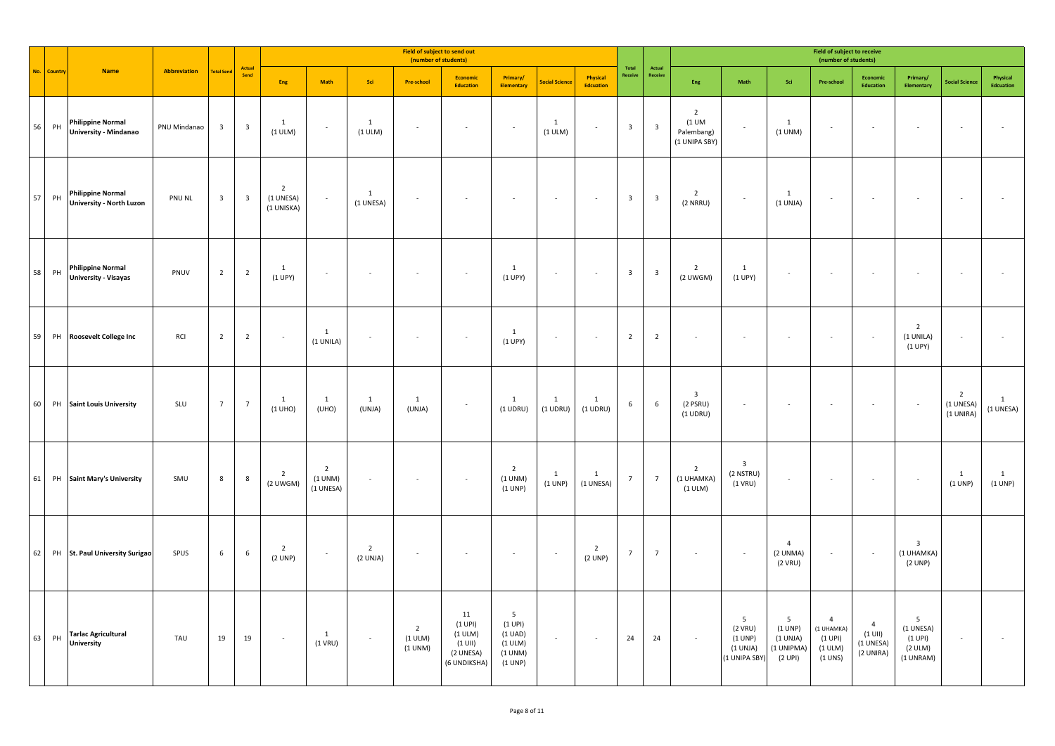| No. | Country | Name | Abbreviation | Total Send | Actual Send | Field of subject to send out (number of students) | | | | | | | | Total Receive | Actual Receive | Field of subject to receive (number of students) | | | | | | | |
|---|---|---|---|---|---|---|---|---|---|---|---|---|---|---|---|---|---|---|---|---|---|---|---|
| | | | | | | Eng | Math | Sci | Pre-school | Economic Education | Primary/ Elementary | Social Science | Physical Edcuation | | | Eng | Math | Sci | Pre-school | Economic Education | Primary/ Elementary | Social Science | Physical Edcuation |
| 56 | PH | Philippine Normal University - Mindanao | PNU Mindanao | 3 | 3 | 1 (1 ULM) | - | 1 (1 ULM) | - | - | - | 1 (1 ULM) | - | 3 | 3 | 2 (1 UM Palembang) (1 UNIPA SBY) | - | 1 (1 UNM) | - | - | - | - | - |
| 57 | PH | Philippine Normal University - North Luzon | PNU NL | 3 | 3 | 2 (1 UNESA) (1 UNISKA) | - | 1 (1 UNESA) | - | - | - | - | - | 3 | 3 | 2 (2 NRRU) | - | 1 (1 UNJA) | - | - | - | - | - |
| 58 | PH | Philippine Normal University - Visayas | PNUV | 2 | 2 | 1 (1 UPY) | - | - | - | - | 1 (1 UPY) | - | - | 3 | 3 | 2 (2 UWGM) | 1 (1 UPY) | - | - | - | - | - | - |
| 59 | PH | Roosevelt College Inc | RCI | 2 | 2 | - | 1 (1 UNILA) | - | - | - | 1 (1 UPY) | - | - | 2 | 2 | - | - | - | - | - | 2 (1 UNILA) (1 UPY) | - | |
| 60 | PH | Saint Louis University | SLU | 7 | 7 | 1 (1 UHO) | 1 (UHO) | 1 (UNJA) | 1 (UNJA) | - | 1 (1 UDRU) | 1 (1 UDRU) | 1 (1 UDRU) | 6 | 6 | 3 (2 PSRU) (1 UDRU) | - | - | - | - | - | 2 (1 UNESA) (1 UNIRA) | 1 (1 UNESA) |
| 61 | PH | Saint Mary's University | SMU | 8 | 8 | 2 (2 UWGM) | 2 (1 UNM) (1 UNESA) | - | - | - | 2 (1 UNM) (1 UNP) | 1 (1 UNP) | 1 (1 UNESA) | 7 | 7 | 2 (1 UHAMKA) (1 ULM) | 3 (2 NSTRU) (1 VRU) | - | - | - | - | 1 (1 UNP) | 1 (1 UNP) |
| 62 | PH | St. Paul University Surigao | SPUS | 6 | 6 | 2 (2 UNP) | - | 2 (2 UNJA) | - | - | - | - | 2 (2 UNP) | 7 | 7 | - | - | 4 (2 UNMA) (2 VRU) | - | - | 3 (1 UHAMKA) (2 UNP) | | |
| 63 | PH | Tarlac Agricultural University | TAU | 19 | 19 | - | 1 (1 VRU) | - | 2 (1 ULM) (1 UNM) | 11 (1 UPI) (1 ULM) (1 UII) (2 UNESA) (6 UNDIKSHA) | 5 (1 UPI) (1 UAD) (1 ULM) (1 UNM) (1 UNP) | - | - | 24 | 24 | - | 5 (2 VRU) (1 UNP) (1 UNJA) (1 UNIPA SBY) | 5 (1 UNP) (1 UNJA) (1 UNIPMA) (2 UPI) | 4 (1 UHAMKA) (1 UPI) (1 ULM) (1 UNS) | 4 (1 UII) (1 UNESA) (2 UNIRA) | 5 (1 UNESA) (1 UPI) (2 ULM) (1 UNRAM) | - | - |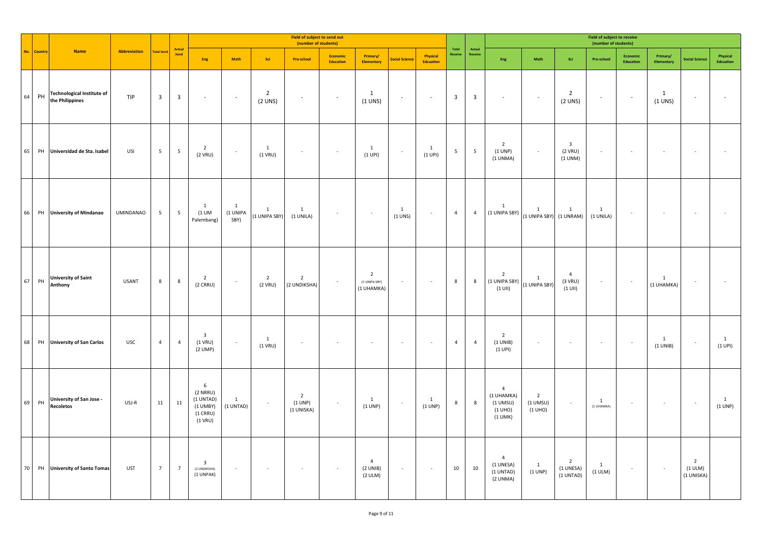| No. | Country | Name | Abbreviation | Total Send | Actual Send | Field of subject to send out (number of students) | | | | | | | | Total Receive | Actual Receive | Field of subject to receive (number of students) | | | | | | | |
|---|---|---|---|---|---|---|---|---|---|---|---|---|---|---|---|---|---|---|---|---|---|---|---|
| | | | | | | Eng | Math | Sci | Pre-school | Economic Education | Primary/ Elementary | Social Science | Physical Edcuation | | | Eng | Math | Sci | Pre-school | Economic Education | Primary/ Elementary | Social Science | Physical Edcuation |
| 64 | PH | Technological Institute of the Philippines | TIP | 3 | 3 | - | - | 2 (2 UNS) | - | - | 1 (1 UNS) | - | - | 3 | 3 | - | - | 2 (2 UNS) | - | - | 1 (1 UNS) | - | - |
| 65 | PH | Universidad de Sta. Isabel | USI | 5 | 5 | 2 (2 VRU) | - | 1 (1 VRU) | - | - | 1 (1 UPI) | - | 1 (1 UPI) | 5 | 5 | 2 (1 UNP) (1 UNMA) | - | 3 (2 VRU) (1 UNM) | - | - | - | - | - |
| 66 | PH | University of Mindanao | UMINDANAO | 5 | 5 | 1 (1 UM Palembang) | 1 (1 UNIPA SBY) | 1 (1 UNIPA SBY) | 1 (1 UNILA) | - | - | 1 (1 UNS) | - | 4 | 4 | 1 (1 UNIPA SBY) | 1 (1 UNIPA SBY) | 1 (1 UNRAM) | 1 (1 UNILA) | - | - | - | - |
| 67 | PH | University of Saint Anthony | USANT | 8 | 8 | 2 (2 CRRU) | - | 2 (2 VRU) | 2 (2 UNDIKSHA) | - | 2 (1 UNIPA SBY) (1 UHAMKA) | - | - | 8 | 8 | 2 (1 UNIPA SBY) (1 UII) | 1 (1 UNIPA SBY) | 4 (3 VRU) (1 UII) | - | - | 1 (1 UHAMKA) | - | - |
| 68 | PH | University of San Carlos | USC | 4 | 4 | 3 (1 VRU) (2 UMP) | - | 1 (1 VRU) | - | - | - | - | - | 4 | 4 | 2 (1 UNIB) (1 UPI) | - | - | - | - | 1 (1 UNIB) | - | 1 (1 UPI) |
| 69 | PH | University of San Jose - Recoletos | USJ-R | 11 | 11 | 6 (2 NRRU) (1 UNTAD) (1 UMBY) (1 CRRU) (1 VRU) | 1 (1 UNTAD) | - | 2 (1 UNP) (1 UNISKA) | - | 1 (1 UNP) | - | 1 (1 UNP) | 8 | 8 | 4 (1 UHAMKA) (1 UMSU) (1 UHO) (1 UMK) | 2 (1 UMSU) (1 UHO) | - | 1 (1 UHAMKA) | - | - | - | 1 (1 UNP) |
| 70 | PH | University of Santo Tomas | UST | 7 | 7 | 3 (2 UNDIKSHA) (1 UNPAK) | - | - | - | - | 4 (2 UNIB) (2 ULM) | - | - | 10 | 10 | 4 (1 UNESA) (1 UNTAD) (2 UNMA) | 1 (1 UNP) | 2 (1 UNESA) (1 UNTAD) | 1 (1 ULM) | - | - | 2 (1 ULM) (1 UNISKA) | |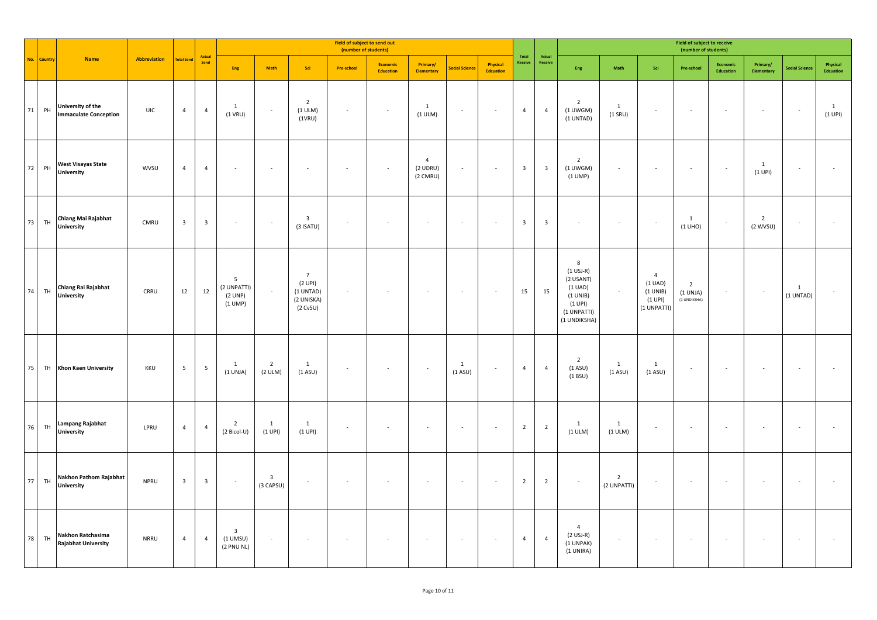| No. | Country | Name | Abbreviation | Total Send | Actual Send | Field of subject to send out (number of students) | | | | | | | | Total Receive | Actual Receive | Field of subject to receive (number of students) | | | | | | | |
|---|---|---|---|---|---|---|---|---|---|---|---|---|---|---|---|---|---|---|---|---|---|---|---|
| | | | | | | Eng | Math | Sci | Pre-school | Economic Education | Primary/ Elementary | Social Science | Physical Edcuation | | | Eng | Math | Sci | Pre-school | Economic Education | Primary/ Elementary | Social Science | Physical Edcuation |
| 71 | PH | University of the Immaculate Conception | UIC | 4 | 4 | 1 (1 VRU) | - | 2 (1 ULM) (1VRU) | - | - | 1 (1 ULM) | - | - | 4 | 4 | 2 (1 UWGM) (1 UNTAD) | 1 (1 SRU) | - | - | - | - | - | 1 (1 UPI) |
| 72 | PH | West Visayas State University | WVSU | 4 | 4 | - | - | - | - | - | 4 (2 UDRU) (2 CMRU) | - | - | 3 | 3 | 2 (1 UWGM) (1 UMP) | - | - | - | - | 1 (1 UPI) | - | - |
| 73 | TH | Chiang Mai Rajabhat University | CMRU | 3 | 3 | - | - | 3 (3 ISATU) | - | - | - | - | - | 3 | 3 | - | - | - | 1 (1 UHO) | - | 2 (2 WVSU) | - | - |
| 74 | TH | Chiang Rai Rajabhat University | CRRU | 12 | 12 | 5 (2 UNPATTI) (2 UNP) (1 UMP) | - | 7 (2 UPI) (1 UNTAD) (2 UNISKA) (2 CvSU) | - | - | - | - | - | 15 | 15 | 8 (1 USJ-R) (2 USANT) (1 UAD) (1 UNIB) (1 UPI) (1 UNPATTI) (1 UNDIKSHA) | - | 4 (1 UAD) (1 UNIB) (1 UPI) (1 UNPATTI) | 2 (1 UNJA) (1 UNDIKSHA) | - | - | 1 (1 UNTAD) | - |
| 75 | TH | Khon Kaen University | KKU | 5 | 5 | 1 (1 UNJA) | 2 (2 ULM) | 1 (1 ASU) | - | - | - | 1 (1 ASU) | - | 4 | 4 | 2 (1 ASU) (1 BSU) | 1 (1 ASU) | 1 (1 ASU) | - | - | - | - | - |
| 76 | TH | Lampang Rajabhat University | LPRU | 4 | 4 | 2 (2 Bicol-U) | 1 (1 UPI) | 1 (1 UPI) | - | - | - | - | - | 2 | 2 | 1 (1 ULM) | 1 (1 ULM) | - | - | - | - | - | - |
| 77 | TH | Nakhon Pathom Rajabhat University | NPRU | 3 | 3 | - | 3 (3 CAPSU) | - | - | - | - | - | - | 2 | 2 | - | 2 (2 UNPATTI) | - | - | - | - | - | - |
| 78 | TH | Nakhon Ratchasima Rajabhat University | NRRU | 4 | 4 | 3 (1 UMSU) (2 PNU NL) | - | - | - | - | - | - | - | 4 | 4 | 4 (2 USJ-R) (1 UNPAK) (1 UNIRA) | - | - | - | - | - | - | - |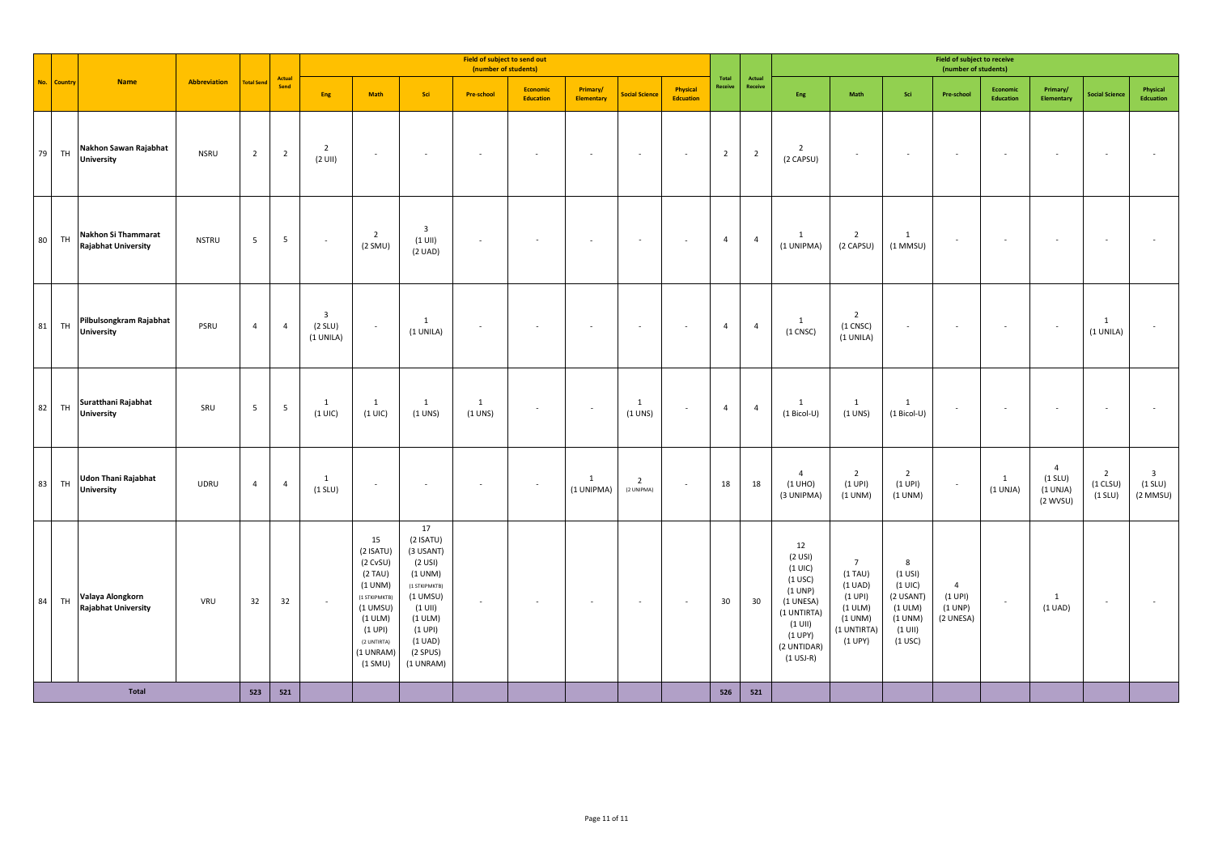| No. | Country | Name | Abbreviation | Total Send | Actual Send | Field of subject to send out (number of students) | | | | | | | | Total Receive | Actual Receive | Field of subject to receive (number of students) | | | | | | | |
|---|---|---|---|---|---|---|---|---|---|---|---|---|---|---|---|---|---|---|---|---|---|---|---|
| | | | | | | Eng | Math | Sci | Pre-school | Economic Education | Primary/ Elementary | Social Science | Physical Edcuation | | | Eng | Math | Sci | Pre-school | Economic Education | Primary/ Elementary | Social Science | Physical Edcuation |
| 79 | TH | Nakhon Sawan Rajabhat University | NSRU | 2 | 2 | 2 (2 UII) | - | - | - | - | - | - | - | 2 | 2 | 2 (2 CAPSU) | - | - | - | - | - | - | - |
| 80 | TH | Nakhon Si Thammarat Rajabhat University | NSTRU | 5 | 5 | - | 2 (2 SMU) | 3 (1 UII) (2 UAD) | - | - | - | - | - | 4 | 4 | 1 (1 UNIPMA) | 2 (2 CAPSU) | 1 (1 MMSU) | - | - | - | - | - |
| 81 | TH | Pilbulsongkram Rajabhat University | PSRU | 4 | 4 | 3 (2 SLU) (1 UNILA) | - | 1 (1 UNILA) | - | - | - | - | - | 4 | 4 | 1 (1 CNSC) | 2 (1 CNSC) (1 UNILA) | - | - | - | - | 1 (1 UNILA) | - |
| 82 | TH | Suratthani Rajabhat University | SRU | 5 | 5 | 1 (1 UIC) | 1 (1 UIC) | 1 (1 UNS) | 1 (1 UNS) | - | - | 1 (1 UNS) | - | 4 | 4 | 1 (1 Bicol-U) | 1 (1 UNS) | 1 (1 Bicol-U) | - | - | - | - | - |
| 83 | TH | Udon Thani Rajabhat University | UDRU | 4 | 4 | 1 (1 SLU) | - | - | - | - | 1 (1 UNIPMA) | 2 (2 UNIPMA) | - | 18 | 18 | 4 (1 UHO) (3 UNIPMA) | 2 (1 UPI) (1 UNM) | 2 (1 UPI) (1 UNM) | - | 1 (1 UNJA) | 4 (1 SLU) (1 UNJA) (2 WVSU) | 2 (1 CLSU) (1 SLU) | 3 (1 SLU) (2 MMSU) |
| 84 | TH | Valaya Alongkorn Rajabhat University | VRU | 32 | 32 | - | 15 (2 ISATU) (2 CvSU) (2 TAU) (1 UNM) (1 STKIPMKTB) (1 UMSU) (1 ULM) (1 UPI) (2 UNTIRTA) (1 UNRAM) (1 SMU) | 17 (2 ISATU) (3 USANT) (2 USI) (1 UNM) (1 STKIPMKTB) (1 UMSU) (1 UII) (1 ULM) (1 UPI) (1 UAD) (2 SPUS) (1 UNRAM) | - | - | - | - | - | 30 | 30 | 12 (2 USI) (1 UIC) (1 USC) (1 UNP) (1 UNESA) (1 UNTIRTA) (1 UII) (1 UPY) (2 UNTIDAR) (1 USJ-R) | 7 (1 TAU) (1 UAD) (1 UPI) (1 ULM) (1 UNM) (1 UNTIRTA) (1 UPY) | 8 (1 USI) (1 UIC) (2 USANT) (1 ULM) (1 UNM) (1 UII) (1 USC) | 4 (1 UPI) (1 UNP) (2 UNESA) | - | 1 (1 UAD) | - | - |
| | | Total | | 523 | 521 | | | | | | | | | 526 | 521 | | | | | | | | |